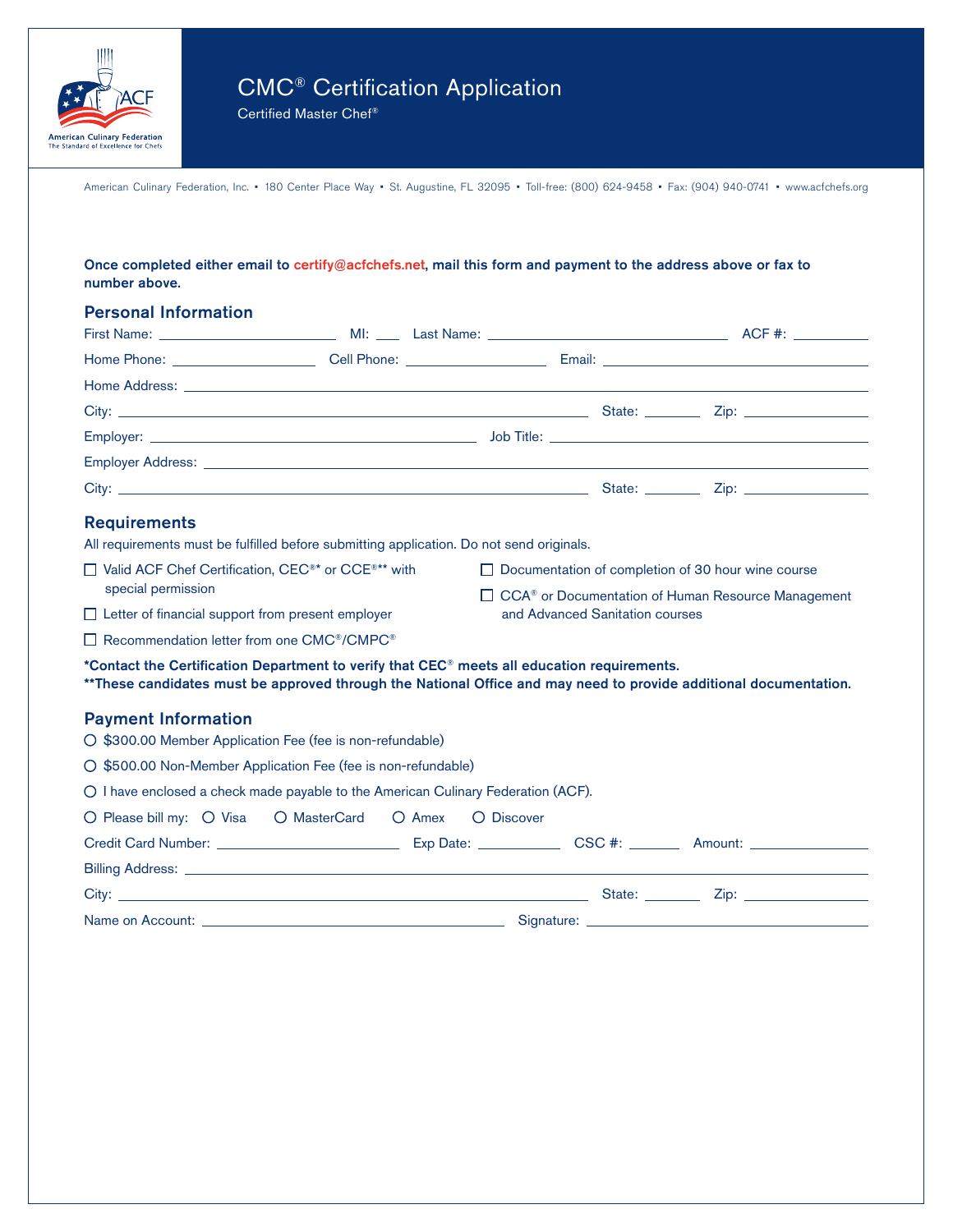American Culinary Federation
The Standard of Excellence for Chefs

# CMC® Certification Application

Certified Master Chef®

American Culinary Federation, Inc. • 180 Center Place Way • St. Augustine, FL 32095 • Toll-free: (800) 624-9458 • Fax: (904) 940-0741 • www.acfchefs.org

**Once completed either email to certify@acfchefs.net, mail this form and payment to the address above or fax to number above.**

## Personal Information

First Name: ______________________ MI: ___ Last Name: ____________________________ ACF #: __________

Home Phone: __________________ Cell Phone: __________________ Email: ______________________________

Home Address: ____________________________________________________________________________

City: ____________________________________________ State: _______ Zip: ______________

Employer: __________________________________ Job Title: ____________________________________

Employer Address: _________________________________________________________________________

City: ____________________________________________ State: _______ Zip: ______________

## Requirements

All requirements must be fulfilled before submitting application. Do not send originals.

- ☐ Valid ACF Chef Certification, CEC®* or CCE®** with special permission
- ☐ Letter of financial support from present employer
- ☐ Recommendation letter from one CMC®/CMPC®
- ☐ Documentation of completion of 30 hour wine course
- ☐ CCA® or Documentation of Human Resource Management and Advanced Sanitation courses

**\*Contact the Certification Department to verify that CEC® meets all education requirements.**
**\*\*These candidates must be approved through the National Office and may need to provide additional documentation.**

## Payment Information

- ○ $300.00 Member Application Fee (fee is non-refundable)
- ○ $500.00 Non-Member Application Fee (fee is non-refundable)
- ○ I have enclosed a check made payable to the American Culinary Federation (ACF).
- ○ Please bill my: ○ Visa ○ MasterCard ○ Amex ○ Discover

Credit Card Number: ______________________ Exp Date: __________ CSC #: ______ Amount: ______________

Billing Address: __________________________________________________________________________

City: ____________________________________________ State: _______ Zip: ______________

Name on Account: __________________________________ Signature: ______________________________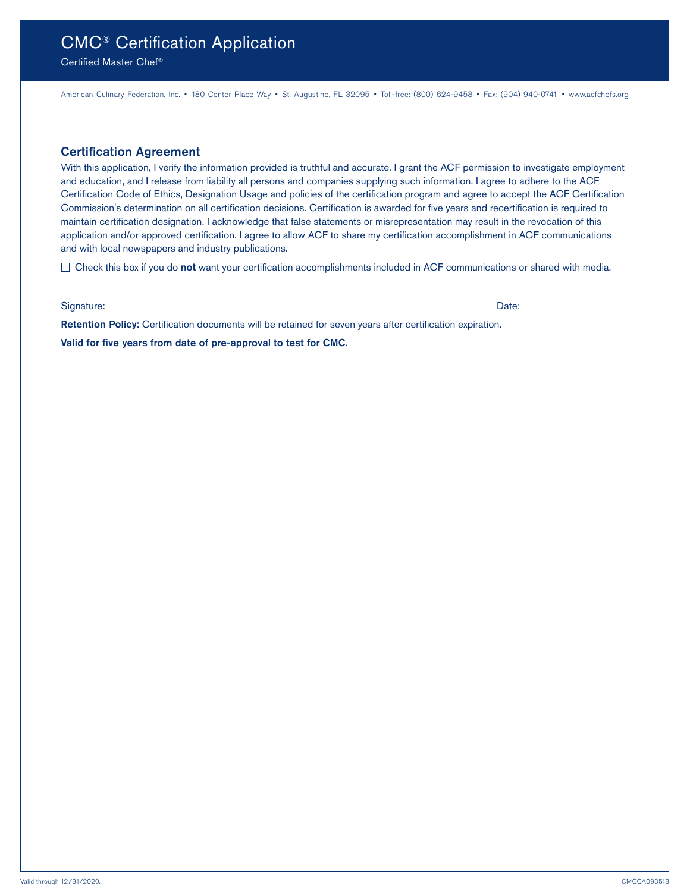# CMC® Certification Application

Certified Master Chef®

American Culinary Federation, Inc. • 180 Center Place Way • St. Augustine, FL 32095 • Toll-free: (800) 624-9458 • Fax: (904) 940-0741 • www.acfchefs.org

## Certification Agreement

With this application, I verify the information provided is truthful and accurate. I grant the ACF permission to investigate employment and education, and I release from liability all persons and companies supplying such information. I agree to adhere to the ACF Certification Code of Ethics, Designation Usage and policies of the certification program and agree to accept the ACF Certification Commission's determination on all certification decisions. Certification is awarded for five years and recertification is required to maintain certification designation. I acknowledge that false statements or misrepresentation may result in the revocation of this application and/or approved certification. I agree to allow ACF to share my certification accomplishment in ACF communications and with local newspapers and industry publications.

☐ Check this box if you do **not** want your certification accomplishments included in ACF communications or shared with media.

Signature: ______________________________ Date: ______________

**Retention Policy:** Certification documents will be retained for seven years after certification expiration.

**Valid for five years from date of pre-approval to test for CMC.**

Valid through 12/31/2020.

CMCCA090518